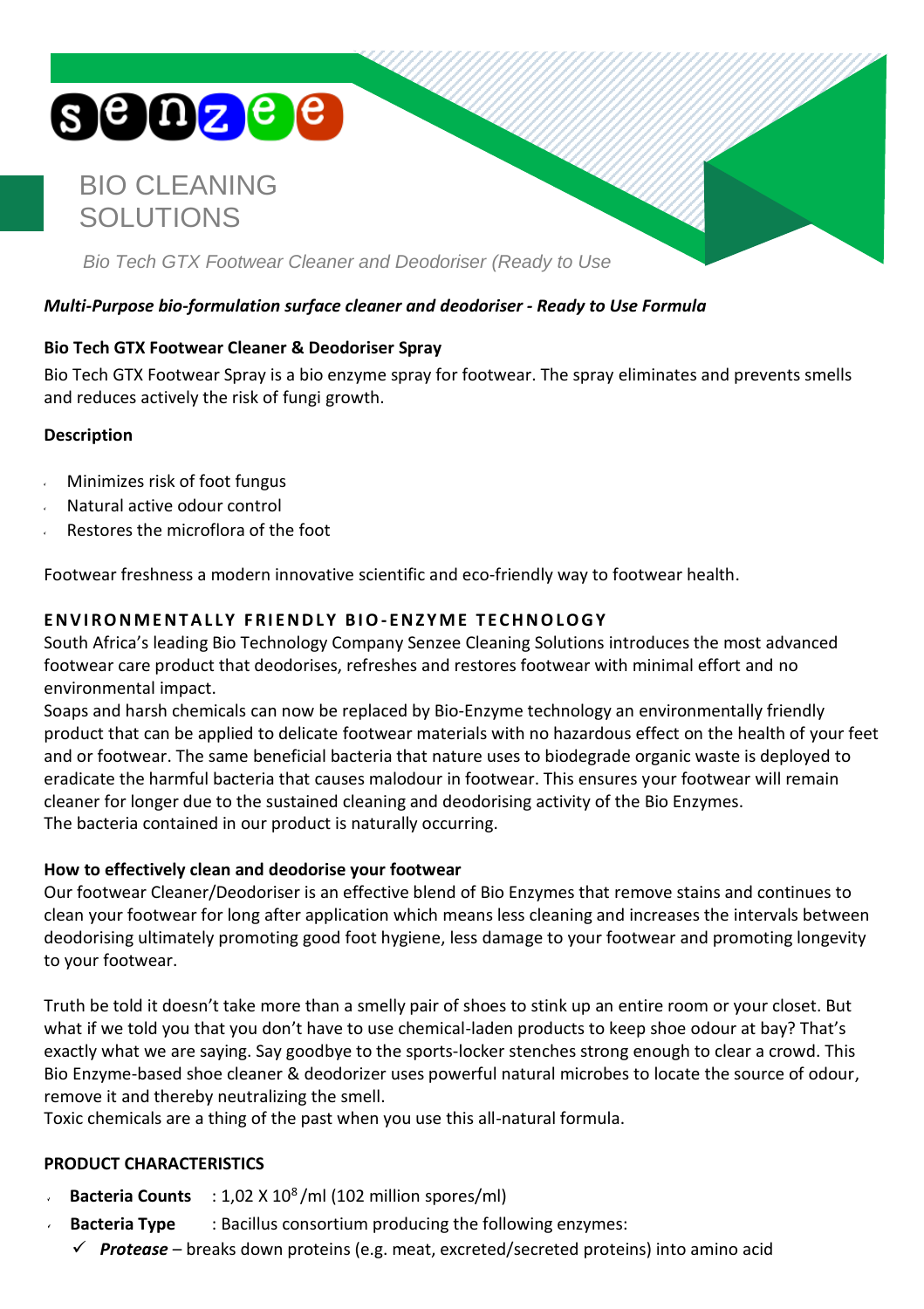senzee

# BIO CLEANING SOLUTIONS

*Bio Tech GTX Footwear Cleaner and Deodoriser (Ready to Use*

***Multi-Purpose bio-formulation surface cleaner and deodoriser - Ready to Use Formula***

**Bio Tech GTX Footwear Cleaner & Deodoriser Spray**

Bio Tech GTX Footwear Spray is a bio enzyme spray for footwear. The spray eliminates and prevents smells and reduces actively the risk of fungi growth.

**Description**

- Minimizes risk of foot fungus
- Natural active odour control
- Restores the microflora of the foot

Footwear freshness a modern innovative scientific and eco-friendly way to footwear health.

**ENVIRONMENTALLY FRIENDLY BIO-ENZYME TECHNOLOGY**

South Africa's leading Bio Technology Company Senzee Cleaning Solutions introduces the most advanced footwear care product that deodorises, refreshes and restores footwear with minimal effort and no environmental impact.

Soaps and harsh chemicals can now be replaced by Bio-Enzyme technology an environmentally friendly product that can be applied to delicate footwear materials with no hazardous effect on the health of your feet and or footwear. The same beneficial bacteria that nature uses to biodegrade organic waste is deployed to eradicate the harmful bacteria that causes malodour in footwear. This ensures your footwear will remain cleaner for longer due to the sustained cleaning and deodorising activity of the Bio Enzymes.

The bacteria contained in our product is naturally occurring.

**How to effectively clean and deodorise your footwear**

Our footwear Cleaner/Deodoriser is an effective blend of Bio Enzymes that remove stains and continues to clean your footwear for long after application which means less cleaning and increases the intervals between deodorising ultimately promoting good foot hygiene, less damage to your footwear and promoting longevity to your footwear.

Truth be told it doesn't take more than a smelly pair of shoes to stink up an entire room or your closet. But what if we told you that you don't have to use chemical-laden products to keep shoe odour at bay? That's exactly what we are saying. Say goodbye to the sports-locker stenches strong enough to clear a crowd. This Bio Enzyme-based shoe cleaner & deodorizer uses powerful natural microbes to locate the source of odour, remove it and thereby neutralizing the smell.

Toxic chemicals are a thing of the past when you use this all-natural formula.

**PRODUCT CHARACTERISTICS**

- **Bacteria Counts** : 1,02 X $10^8$/ml (102 million spores/ml)
- **Bacteria Type** : Bacillus consortium producing the following enzymes:
  - ✓ ***Protease*** – breaks down proteins (e.g. meat, excreted/secreted proteins) into amino acid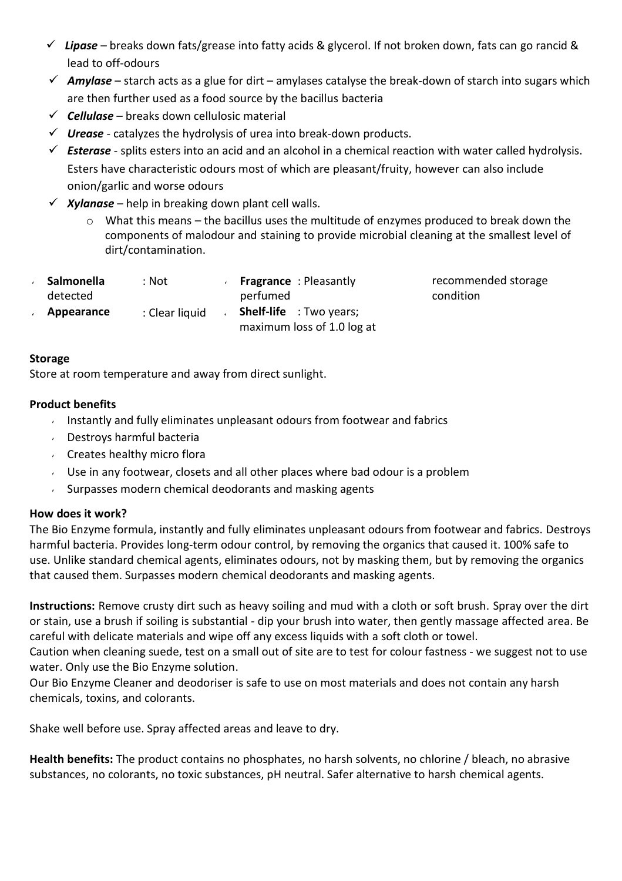- ✓ ***Lipase*** – breaks down fats/grease into fatty acids & glycerol. If not broken down, fats can go rancid & lead to off-odours
- ✓ ***Amylase*** – starch acts as a glue for dirt – amylases catalyse the break-down of starch into sugars which are then further used as a food source by the bacillus bacteria
- ✓ ***Cellulase*** – breaks down cellulosic material
- ✓ ***Urease*** - catalyzes the hydrolysis of urea into break-down products.
- ✓ ***Esterase*** - splits esters into an acid and an alcohol in a chemical reaction with water called hydrolysis. Esters have characteristic odours most of which are pleasant/fruity, however can also include onion/garlic and worse odours
- ✓ ***Xylanase*** – help in breaking down plant cell walls.
    - What this means – the bacillus uses the multitude of enzymes produced to break down the components of malodour and staining to provide microbial cleaning at the smallest level of dirt/contamination.

- **Salmonella** : Not detected
- **Appearance** : Clear liquid
- **Fragrance** : Pleasantly perfumed
- **Shelf-life** : Two years; maximum loss of 1.0 log at recommended storage condition

**Storage**
Store at room temperature and away from direct sunlight.

**Product benefits**

- Instantly and fully eliminates unpleasant odours from footwear and fabrics
- Destroys harmful bacteria
- Creates healthy micro flora
- Use in any footwear, closets and all other places where bad odour is a problem
- Surpasses modern chemical deodorants and masking agents

**How does it work?**
The Bio Enzyme formula, instantly and fully eliminates unpleasant odours from footwear and fabrics. Destroys harmful bacteria. Provides long-term odour control, by removing the organics that caused it. 100% safe to use. Unlike standard chemical agents, eliminates odours, not by masking them, but by removing the organics that caused them. Surpasses modern chemical deodorants and masking agents.

**Instructions:** Remove crusty dirt such as heavy soiling and mud with a cloth or soft brush. Spray over the dirt or stain, use a brush if soiling is substantial - dip your brush into water, then gently massage affected area. Be careful with delicate materials and wipe off any excess liquids with a soft cloth or towel.
Caution when cleaning suede, test on a small out of site are to test for colour fastness - we suggest not to use water. Only use the Bio Enzyme solution.
Our Bio Enzyme Cleaner and deodoriser is safe to use on most materials and does not contain any harsh chemicals, toxins, and colorants.

Shake well before use. Spray affected areas and leave to dry.

**Health benefits:** The product contains no phosphates, no harsh solvents, no chlorine / bleach, no abrasive substances, no colorants, no toxic substances, pH neutral. Safer alternative to harsh chemical agents.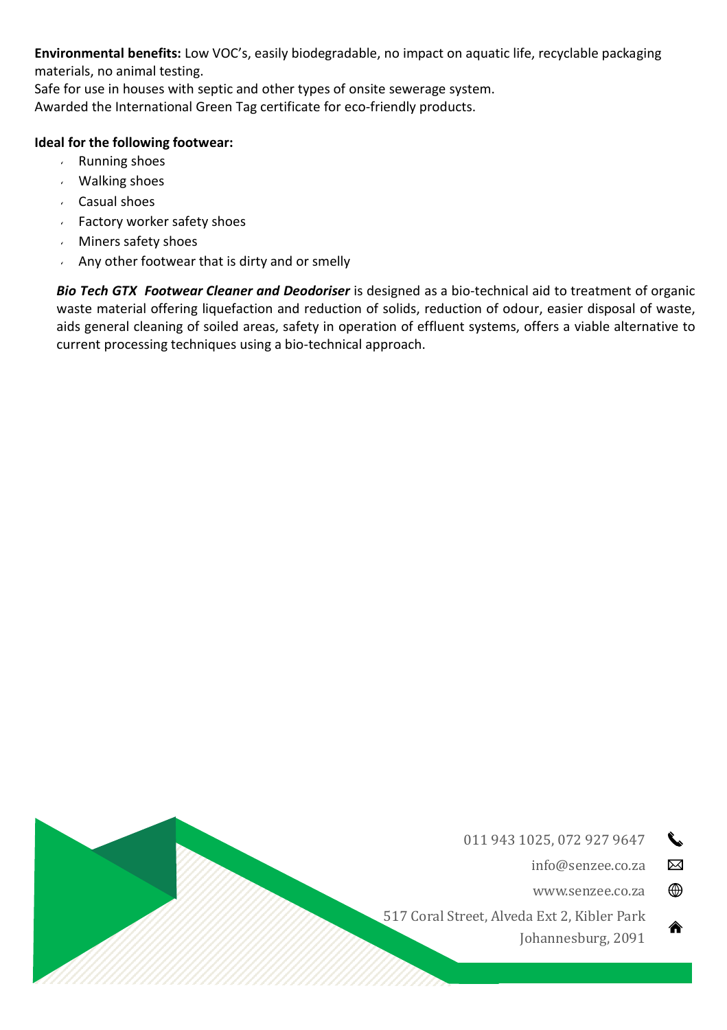**Environmental benefits:** Low VOC's, easily biodegradable, no impact on aquatic life, recyclable packaging materials, no animal testing.
Safe for use in houses with septic and other types of onsite sewerage system.
Awarded the International Green Tag certificate for eco-friendly products.

**Ideal for the following footwear:**

- Running shoes
- Walking shoes
- Casual shoes
- Factory worker safety shoes
- Miners safety shoes
- Any other footwear that is dirty and or smelly

***Bio Tech GTX Footwear Cleaner and Deodoriser*** is designed as a bio-technical aid to treatment of organic waste material offering liquefaction and reduction of solids, reduction of odour, easier disposal of waste, aids general cleaning of soiled areas, safety in operation of effluent systems, offers a viable alternative to current processing techniques using a bio-technical approach.

011 943 1025, 072 927 9647

info@senzee.co.za

www.senzee.co.za

517 Coral Street, Alveda Ext 2, Kibler Park
Johannesburg, 2091